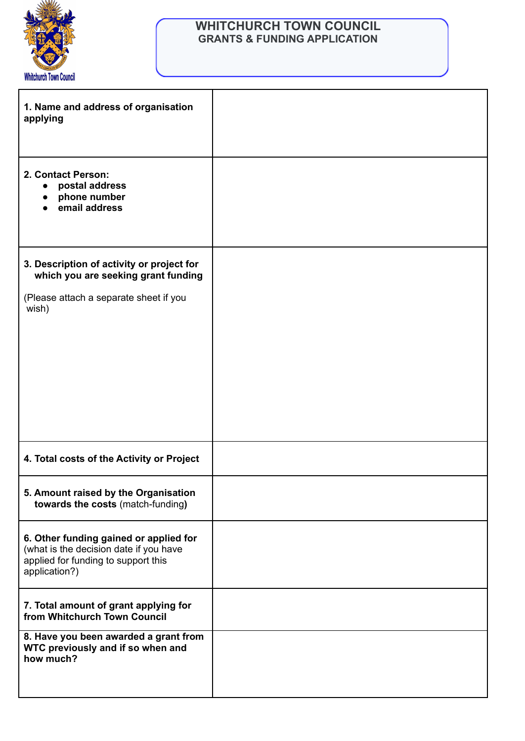# WHITCHURCH TOWN COUNCIL
## GRANTS & FUNDING APPLICATION

| | |
|---|---|
| **1. Name and address of organisation applying** | |
| **2. Contact Person:**<br>● **postal address**<br>● **phone number**<br>● **email address** | |
| **3. Description of activity or project for which you are seeking grant funding**<br><br>(Please attach a separate sheet if you wish) | |
| **4. Total costs of the Activity or Project** | |
| **5. Amount raised by the Organisation towards the costs** (match-funding**)** | |
| **6. Other funding gained or applied for** (what is the decision date if you have applied for funding to support this application?) | |
| **7. Total amount of grant applying for from Whitchurch Town Council** | |
| **8. Have you been awarded a grant from WTC previously and if so when and how much?** | |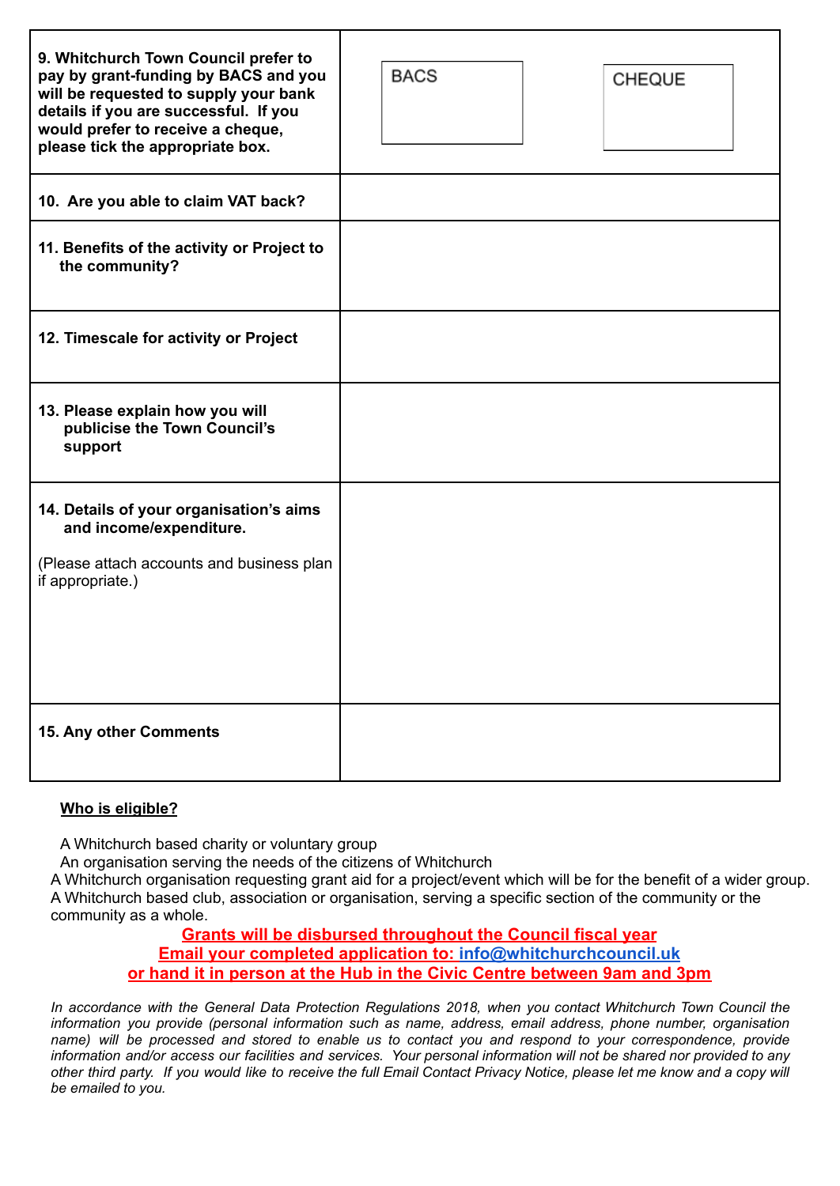| | |
|---|---|
| **9. Whitchurch Town Council prefer to pay by grant-funding by BACS and you will be requested to supply your bank details if you are successful. If you would prefer to receive a cheque, please tick the appropriate box.** | BACS CHEQUE |
| **10. Are you able to claim VAT back?** | |
| **11. Benefits of the activity or Project to the community?** | |
| **12. Timescale for activity or Project** | |
| **13. Please explain how you will publicise the Town Council's support** | |
| **14. Details of your organisation's aims and income/expenditure.** (Please attach accounts and business plan if appropriate.) | |
| **15. Any other Comments** | |

**Who is eligible?**

A Whitchurch based charity or voluntary group
An organisation serving the needs of the citizens of Whitchurch
A Whitchurch organisation requesting grant aid for a project/event which will be for the benefit of a wider group.
A Whitchurch based club, association or organisation, serving a specific section of the community or the community as a whole.

**Grants will be disbursed throughout the Council fiscal year**
**Email your completed application to: info@whitchurchcouncil.uk**
**or hand it in person at the Hub in the Civic Centre between 9am and 3pm**

*In accordance with the General Data Protection Regulations 2018, when you contact Whitchurch Town Council the information you provide (personal information such as name, address, email address, phone number, organisation name) will be processed and stored to enable us to contact you and respond to your correspondence, provide information and/or access our facilities and services. Your personal information will not be shared nor provided to any other third party. If you would like to receive the full Email Contact Privacy Notice, please let me know and a copy will be emailed to you.*